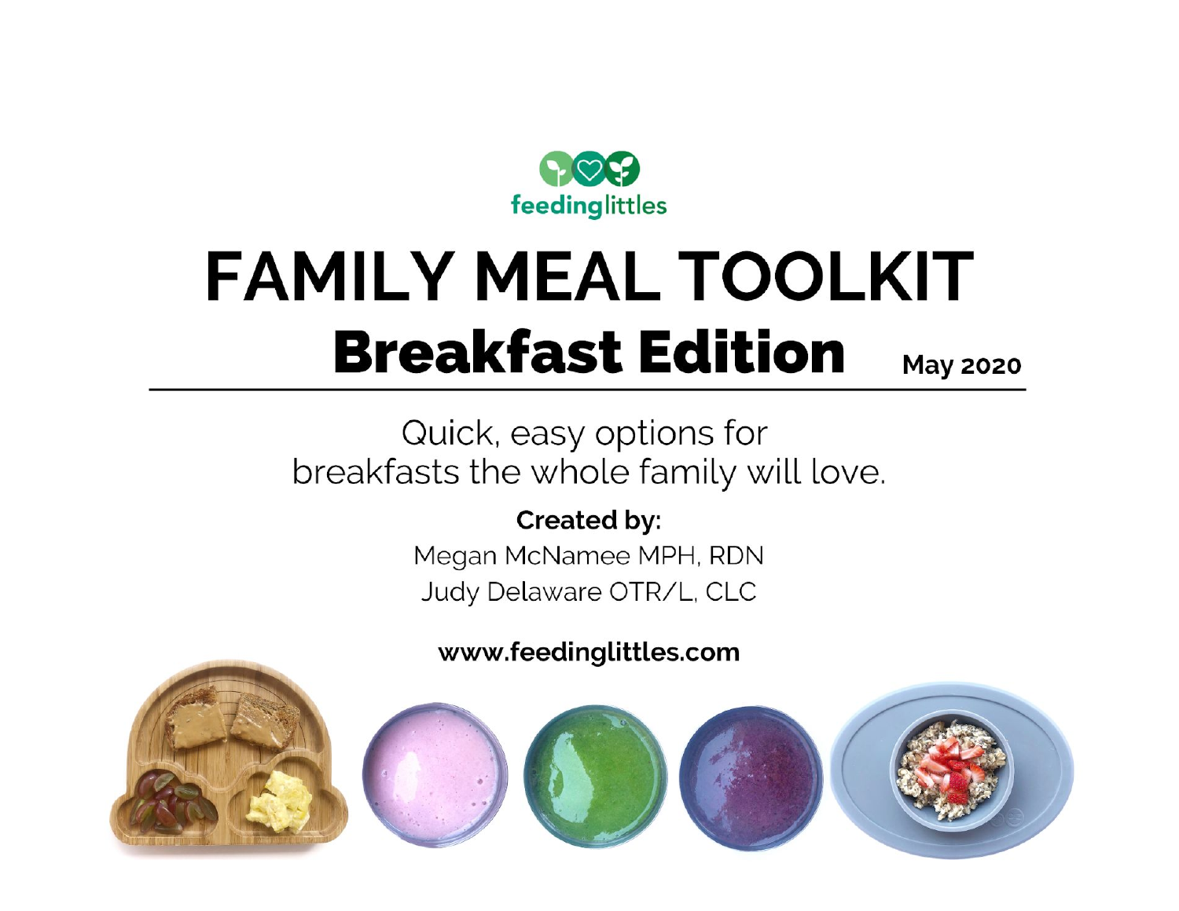feedinglittles

# FAMILY MEAL TOOLKIT

## Breakfast Edition

May 2020

Quick, easy options for breakfasts the whole family will love.

**Created by:**

Megan McNamee MPH, RDN

Judy Delaware OTR/L, CLC

**www.feedinglittles.com**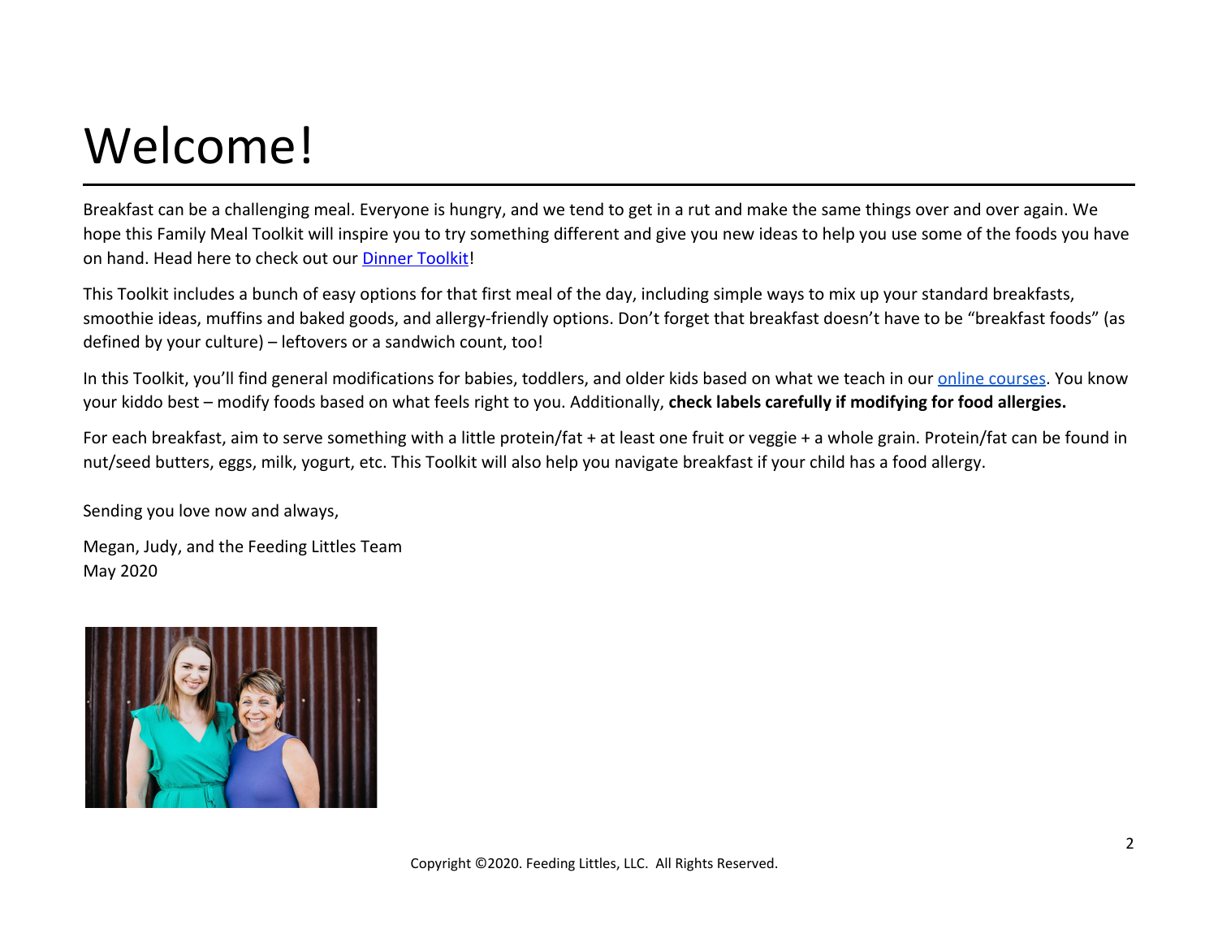# Welcome!

Breakfast can be a challenging meal. Everyone is hungry, and we tend to get in a rut and make the same things over and over again. We hope this Family Meal Toolkit will inspire you to try something different and give you new ideas to help you use some of the foods you have on hand. Head here to check out our Dinner Toolkit!

This Toolkit includes a bunch of easy options for that first meal of the day, including simple ways to mix up your standard breakfasts, smoothie ideas, muffins and baked goods, and allergy-friendly options. Don't forget that breakfast doesn't have to be "breakfast foods" (as defined by your culture) – leftovers or a sandwich count, too!

In this Toolkit, you'll find general modifications for babies, toddlers, and older kids based on what we teach in our online courses. You know your kiddo best – modify foods based on what feels right to you. Additionally, **check labels carefully if modifying for food allergies.**

For each breakfast, aim to serve something with a little protein/fat + at least one fruit or veggie + a whole grain. Protein/fat can be found in nut/seed butters, eggs, milk, yogurt, etc. This Toolkit will also help you navigate breakfast if your child has a food allergy.

Sending you love now and always,

Megan, Judy, and the Feeding Littles Team
May 2020

Copyright ©2020. Feeding Littles, LLC. All Rights Reserved.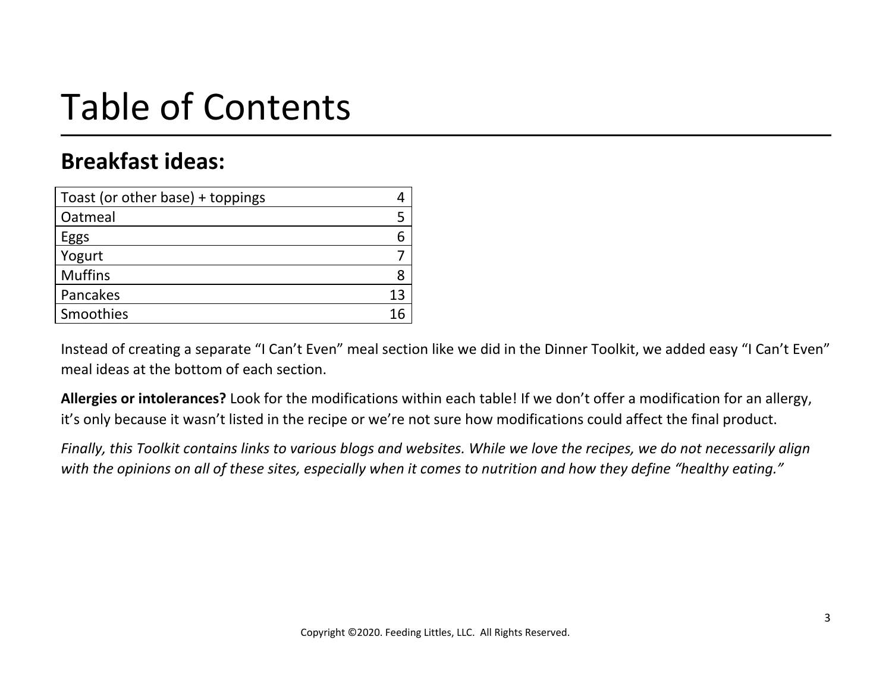# Table of Contents

## Breakfast ideas:

| Section | Page |
| --- | --- |
| Toast (or other base) + toppings | 4 |
| Oatmeal | 5 |
| Eggs | 6 |
| Yogurt | 7 |
| Muffins | 8 |
| Pancakes | 13 |
| Smoothies | 16 |

Instead of creating a separate "I Can't Even" meal section like we did in the Dinner Toolkit, we added easy "I Can't Even" meal ideas at the bottom of each section.

**Allergies or intolerances?** Look for the modifications within each table! If we don't offer a modification for an allergy, it's only because it wasn't listed in the recipe or we're not sure how modifications could affect the final product.

*Finally, this Toolkit contains links to various blogs and websites. While we love the recipes, we do not necessarily align with the opinions on all of these sites, especially when it comes to nutrition and how they define "healthy eating."*

Copyright ©2020. Feeding Littles, LLC. All Rights Reserved.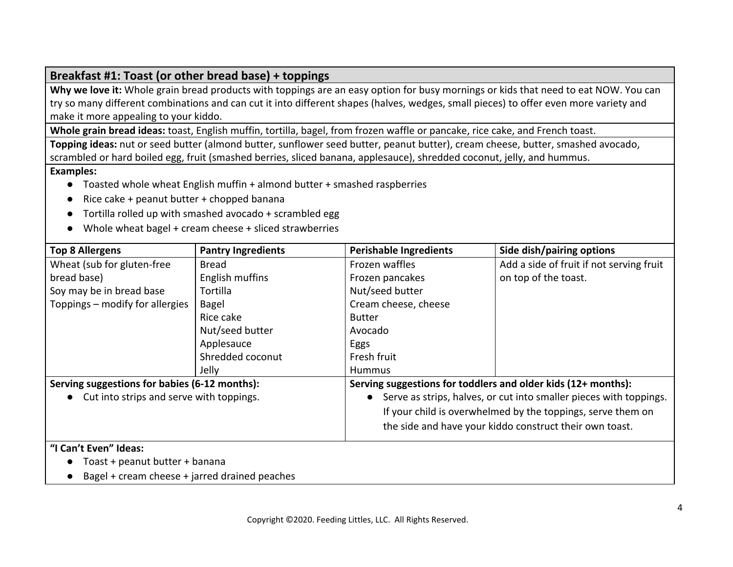## Breakfast #1: Toast (or other bread base) + toppings

**Why we love it:** Whole grain bread products with toppings are an easy option for busy mornings or kids that need to eat NOW. You can try so many different combinations and can cut it into different shapes (halves, wedges, small pieces) to offer even more variety and make it more appealing to your kiddo.

**Whole grain bread ideas:** toast, English muffin, tortilla, bagel, from frozen waffle or pancake, rice cake, and French toast.

**Topping ideas:** nut or seed butter (almond butter, sunflower seed butter, peanut butter), cream cheese, butter, smashed avocado, scrambled or hard boiled egg, fruit (smashed berries, sliced banana, applesauce), shredded coconut, jelly, and hummus.

**Examples:**

- Toasted whole wheat English muffin + almond butter + smashed raspberries
- Rice cake + peanut butter + chopped banana
- Tortilla rolled up with smashed avocado + scrambled egg
- Whole wheat bagel + cream cheese + sliced strawberries

| Top 8 Allergens | Pantry Ingredients | Perishable Ingredients | Side dish/pairing options |
|---|---|---|---|
| Wheat (sub for gluten-free bread base)<br>Soy may be in bread base<br>Toppings – modify for allergies | Bread<br>English muffins<br>Tortilla<br>Bagel<br>Rice cake<br>Nut/seed butter<br>Applesauce<br>Shredded coconut<br>Jelly | Frozen waffles<br>Frozen pancakes<br>Nut/seed butter<br>Cream cheese, cheese<br>Butter<br>Avocado<br>Eggs<br>Fresh fruit<br>Hummus | Add a side of fruit if not serving fruit on top of the toast. |

**Serving suggestions for babies (6-12 months):**

- Cut into strips and serve with toppings.

**Serving suggestions for toddlers and older kids (12+ months):**

- Serve as strips, halves, or cut into smaller pieces with toppings. If your child is overwhelmed by the toppings, serve them on the side and have your kiddo construct their own toast.

**"I Can't Even" Ideas:**

- Toast + peanut butter + banana
- Bagel + cream cheese + jarred drained peaches

Copyright ©2020. Feeding Littles, LLC. All Rights Reserved.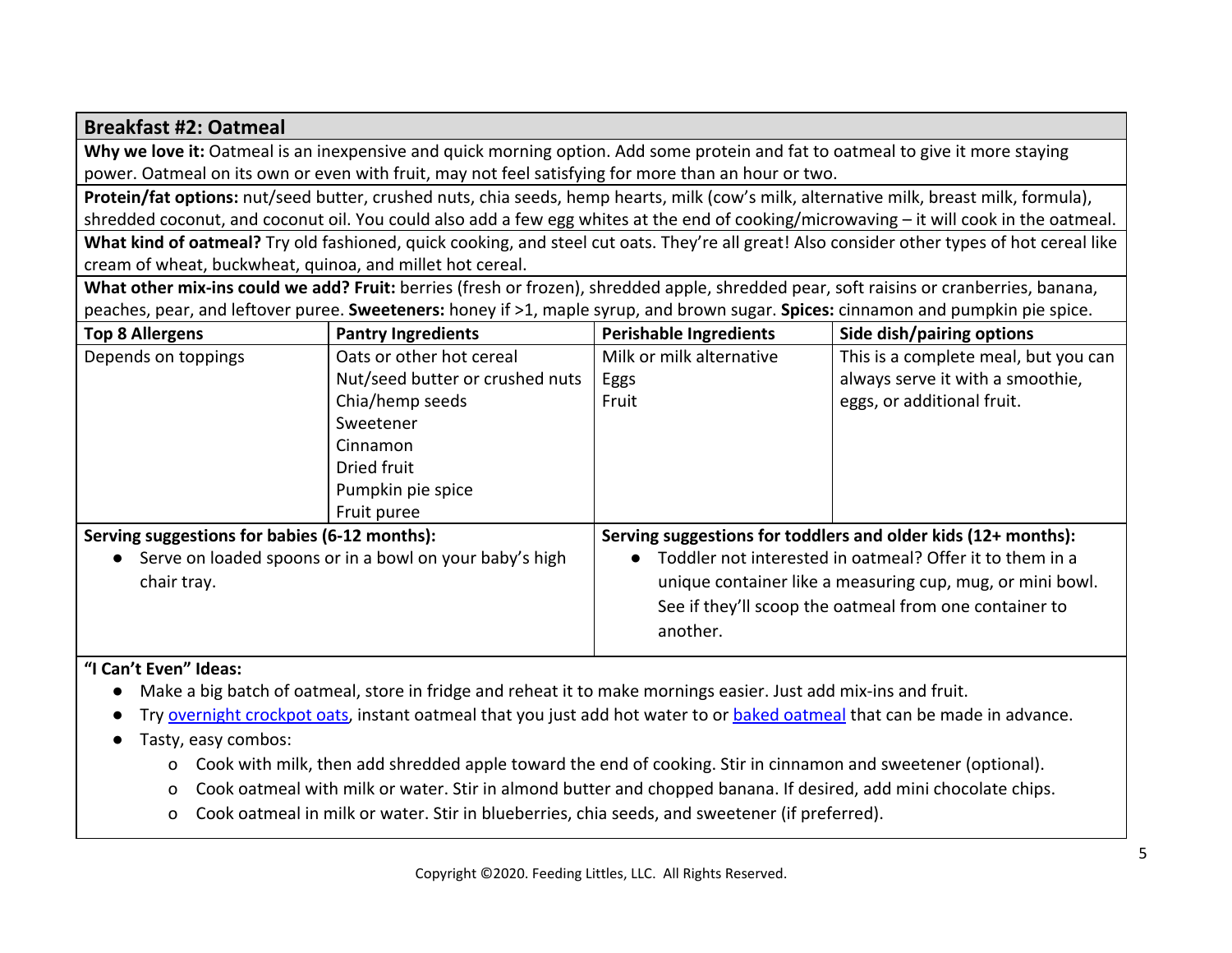## Breakfast #2: Oatmeal

**Why we love it:** Oatmeal is an inexpensive and quick morning option. Add some protein and fat to oatmeal to give it more staying power. Oatmeal on its own or even with fruit, may not feel satisfying for more than an hour or two.

**Protein/fat options:** nut/seed butter, crushed nuts, chia seeds, hemp hearts, milk (cow's milk, alternative milk, breast milk, formula), shredded coconut, and coconut oil. You could also add a few egg whites at the end of cooking/microwaving – it will cook in the oatmeal.

**What kind of oatmeal?** Try old fashioned, quick cooking, and steel cut oats. They're all great! Also consider other types of hot cereal like cream of wheat, buckwheat, quinoa, and millet hot cereal.

**What other mix-ins could we add? Fruit:** berries (fresh or frozen), shredded apple, shredded pear, soft raisins or cranberries, banana, peaches, pear, and leftover puree. **Sweeteners:** honey if >1, maple syrup, and brown sugar. **Spices:** cinnamon and pumpkin pie spice.

| Top 8 Allergens | Pantry Ingredients | Perishable Ingredients | Side dish/pairing options |
|---|---|---|---|
| Depends on toppings | Oats or other hot cereal<br>Nut/seed butter or crushed nuts<br>Chia/hemp seeds<br>Sweetener<br>Cinnamon<br>Dried fruit<br>Pumpkin pie spice<br>Fruit puree | Milk or milk alternative<br>Eggs<br>Fruit | This is a complete meal, but you can always serve it with a smoothie, eggs, or additional fruit. |

**Serving suggestions for babies (6-12 months):**

- Serve on loaded spoons or in a bowl on your baby's high chair tray.

**Serving suggestions for toddlers and older kids (12+ months):**

- Toddler not interested in oatmeal? Offer it to them in a unique container like a measuring cup, mug, or mini bowl. See if they'll scoop the oatmeal from one container to another.

**"I Can't Even" Ideas:**

- Make a big batch of oatmeal, store in fridge and reheat it to make mornings easier. Just add mix-ins and fruit.
- Try overnight crockpot oats, instant oatmeal that you just add hot water to or baked oatmeal that can be made in advance.
- Tasty, easy combos:
    - Cook with milk, then add shredded apple toward the end of cooking. Stir in cinnamon and sweetener (optional).
    - Cook oatmeal with milk or water. Stir in almond butter and chopped banana. If desired, add mini chocolate chips.
    - Cook oatmeal in milk or water. Stir in blueberries, chia seeds, and sweetener (if preferred).

Copyright ©2020. Feeding Littles, LLC. All Rights Reserved.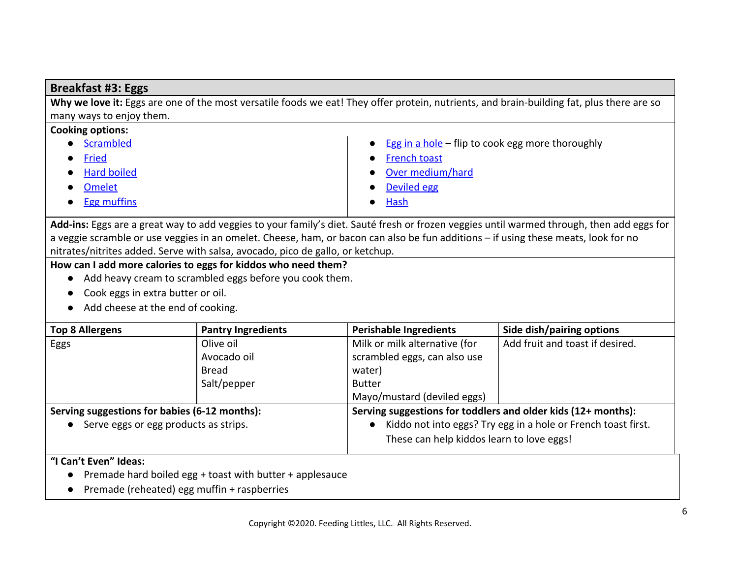## Breakfast #3: Eggs

**Why we love it:** Eggs are one of the most versatile foods we eat! They offer protein, nutrients, and brain-building fat, plus there are so many ways to enjoy them.

**Cooking options:**

- Scrambled
- Fried
- Hard boiled
- Omelet
- Egg muffins
- Egg in a hole – flip to cook egg more thoroughly
- French toast
- Over medium/hard
- Deviled egg
- Hash

**Add-ins:** Eggs are a great way to add veggies to your family's diet. Sauté fresh or frozen veggies until warmed through, then add eggs for a veggie scramble or use veggies in an omelet. Cheese, ham, or bacon can also be fun additions – if using these meats, look for no nitrates/nitrites added. Serve with salsa, avocado, pico de gallo, or ketchup.

**How can I add more calories to eggs for kiddos who need them?**

- Add heavy cream to scrambled eggs before you cook them.
- Cook eggs in extra butter or oil.
- Add cheese at the end of cooking.

| Top 8 Allergens | Pantry Ingredients | Perishable Ingredients | Side dish/pairing options |
|---|---|---|---|
| Eggs | Olive oil<br>Avocado oil<br>Bread<br>Salt/pepper | Milk or milk alternative (for scrambled eggs, can also use water)<br>Butter<br>Mayo/mustard (deviled eggs) | Add fruit and toast if desired. |

**Serving suggestions for babies (6-12 months):**

- Serve eggs or egg products as strips.

**Serving suggestions for toddlers and older kids (12+ months):**

- Kiddo not into eggs? Try egg in a hole or French toast first. These can help kiddos learn to love eggs!

**"I Can't Even" Ideas:**

- Premade hard boiled egg + toast with butter + applesauce
- Premade (reheated) egg muffin + raspberries

Copyright ©2020. Feeding Littles, LLC. All Rights Reserved.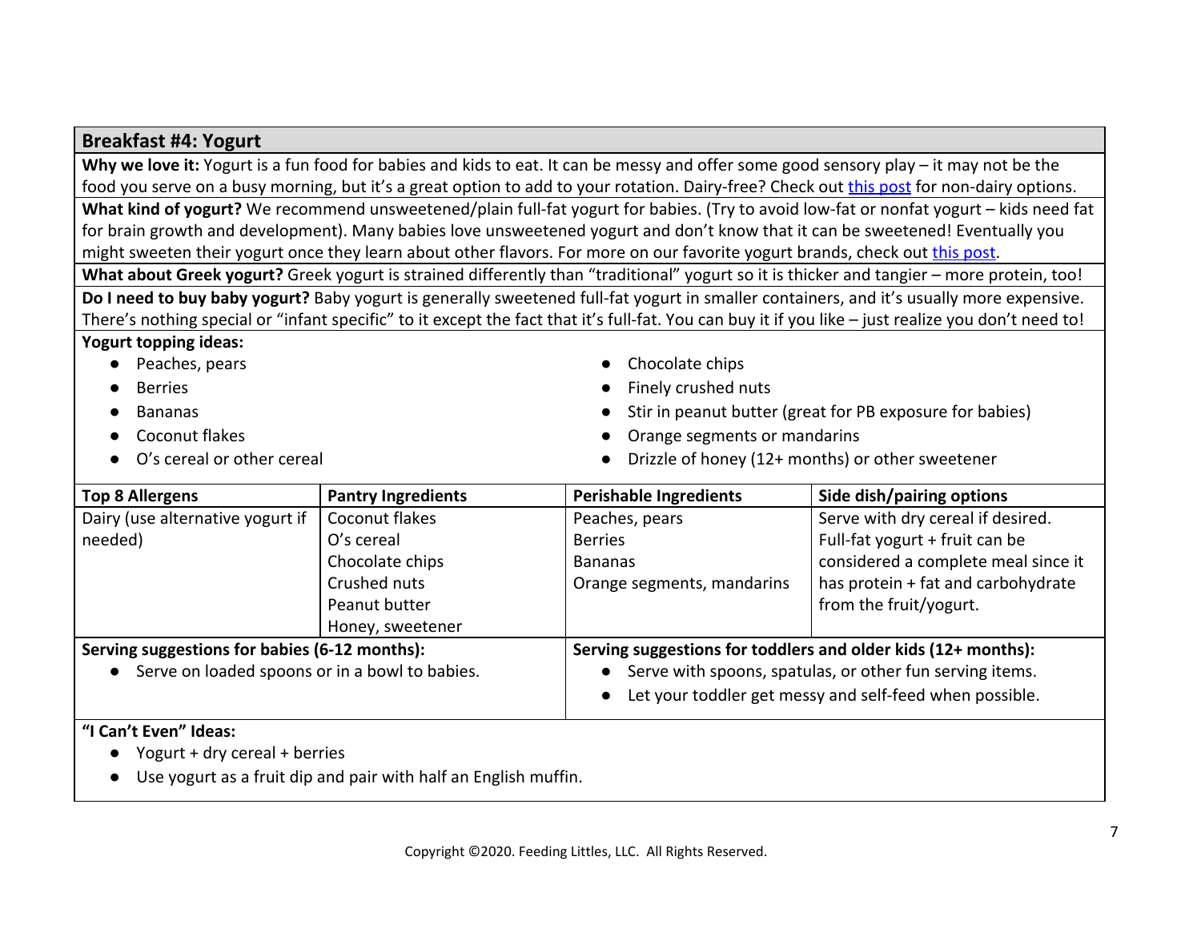## Breakfast #4: Yogurt

**Why we love it:** Yogurt is a fun food for babies and kids to eat. It can be messy and offer some good sensory play – it may not be the food you serve on a busy morning, but it's a great option to add to your rotation. Dairy-free? Check out this post for non-dairy options.

**What kind of yogurt?** We recommend unsweetened/plain full-fat yogurt for babies. (Try to avoid low-fat or nonfat yogurt – kids need fat for brain growth and development). Many babies love unsweetened yogurt and don't know that it can be sweetened! Eventually you might sweeten their yogurt once they learn about other flavors. For more on our favorite yogurt brands, check out this post.

**What about Greek yogurt?** Greek yogurt is strained differently than "traditional" yogurt so it is thicker and tangier – more protein, too!

**Do I need to buy baby yogurt?** Baby yogurt is generally sweetened full-fat yogurt in smaller containers, and it's usually more expensive. There's nothing special or "infant specific" to it except the fact that it's full-fat. You can buy it if you like – just realize you don't need to!

**Yogurt topping ideas:**

- Peaches, pears
- Berries
- Bananas
- Coconut flakes
- O's cereal or other cereal
- Chocolate chips
- Finely crushed nuts
- Stir in peanut butter (great for PB exposure for babies)
- Orange segments or mandarins
- Drizzle of honey (12+ months) or other sweetener

| Top 8 Allergens | Pantry Ingredients | Perishable Ingredients | Side dish/pairing options |
|---|---|---|---|
| Dairy (use alternative yogurt if needed) | Coconut flakes<br>O's cereal<br>Chocolate chips<br>Crushed nuts<br>Peanut butter<br>Honey, sweetener | Peaches, pears<br>Berries<br>Bananas<br>Orange segments, mandarins | Serve with dry cereal if desired. Full-fat yogurt + fruit can be considered a complete meal since it has protein + fat and carbohydrate from the fruit/yogurt. |

**Serving suggestions for babies (6-12 months):**

- Serve on loaded spoons or in a bowl to babies.

**Serving suggestions for toddlers and older kids (12+ months):**

- Serve with spoons, spatulas, or other fun serving items.
- Let your toddler get messy and self-feed when possible.

**"I Can't Even" Ideas:**

- Yogurt + dry cereal + berries
- Use yogurt as a fruit dip and pair with half an English muffin.

Copyright ©2020. Feeding Littles, LLC. All Rights Reserved.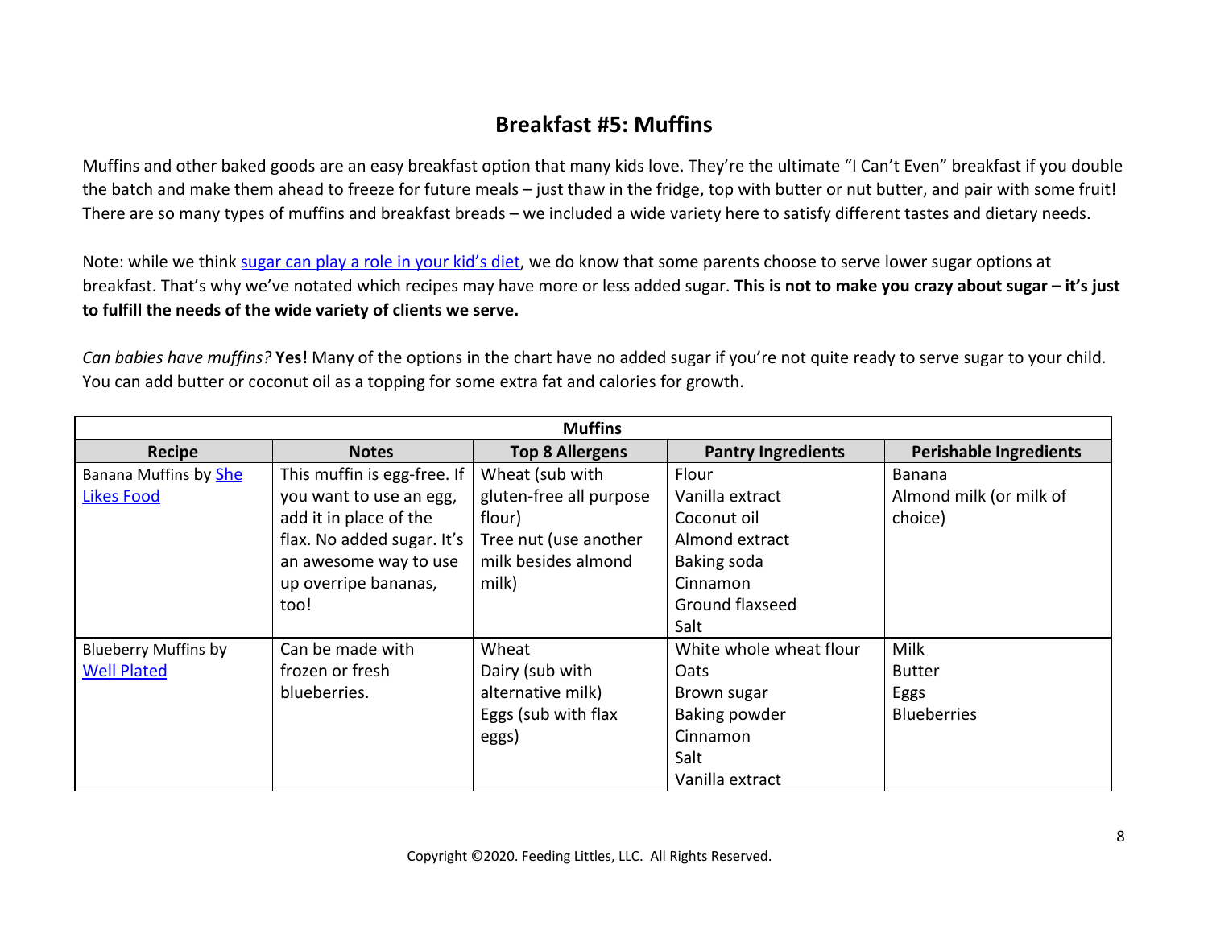## Breakfast #5: Muffins

Muffins and other baked goods are an easy breakfast option that many kids love. They're the ultimate "I Can't Even" breakfast if you double the batch and make them ahead to freeze for future meals – just thaw in the fridge, top with butter or nut butter, and pair with some fruit! There are so many types of muffins and breakfast breads – we included a wide variety here to satisfy different tastes and dietary needs.

Note: while we think sugar can play a role in your kid's diet, we do know that some parents choose to serve lower sugar options at breakfast. That's why we've notated which recipes may have more or less added sugar. **This is not to make you crazy about sugar – it's just to fulfill the needs of the wide variety of clients we serve.**

*Can babies have muffins?* **Yes!** Many of the options in the chart have no added sugar if you're not quite ready to serve sugar to your child. You can add butter or coconut oil as a topping for some extra fat and calories for growth.

| Muffins | | | | |
|---|---|---|---|---|
| **Recipe** | **Notes** | **Top 8 Allergens** | **Pantry Ingredients** | **Perishable Ingredients** |
| Banana Muffins by She Likes Food | This muffin is egg-free. If you want to use an egg, add it in place of the flax. No added sugar. It's an awesome way to use up overripe bananas, too! | Wheat (sub with gluten-free all purpose flour)<br>Tree nut (use another milk besides almond milk) | Flour<br>Vanilla extract<br>Coconut oil<br>Almond extract<br>Baking soda<br>Cinnamon<br>Ground flaxseed<br>Salt | Banana<br>Almond milk (or milk of choice) |
| Blueberry Muffins by Well Plated | Can be made with frozen or fresh blueberries. | Wheat<br>Dairy (sub with alternative milk)<br>Eggs (sub with flax eggs) | White whole wheat flour<br>Oats<br>Brown sugar<br>Baking powder<br>Cinnamon<br>Salt<br>Vanilla extract | Milk<br>Butter<br>Eggs<br>Blueberries |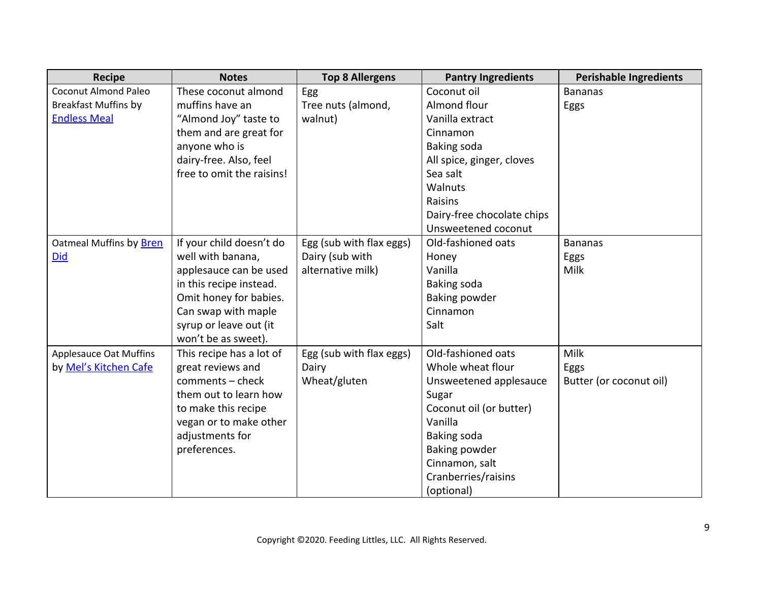| Recipe | Notes | Top 8 Allergens | Pantry Ingredients | Perishable Ingredients |
|---|---|---|---|---|
| Coconut Almond Paleo Breakfast Muffins by Endless Meal | These coconut almond muffins have an "Almond Joy" taste to them and are great for anyone who is dairy-free. Also, feel free to omit the raisins! | Egg<br>Tree nuts (almond, walnut) | Coconut oil<br>Almond flour<br>Vanilla extract<br>Cinnamon<br>Baking soda<br>All spice, ginger, cloves<br>Sea salt<br>Walnuts<br>Raisins<br>Dairy-free chocolate chips<br>Unsweetened coconut | Bananas<br>Eggs |
| Oatmeal Muffins by Bren Did | If your child doesn't do well with banana, applesauce can be used in this recipe instead. Omit honey for babies. Can swap with maple syrup or leave out (it won't be as sweet). | Egg (sub with flax eggs)<br>Dairy (sub with alternative milk) | Old-fashioned oats<br>Honey<br>Vanilla<br>Baking soda<br>Baking powder<br>Cinnamon<br>Salt | Bananas<br>Eggs<br>Milk |
| Applesauce Oat Muffins by Mel's Kitchen Cafe | This recipe has a lot of great reviews and comments – check them out to learn how to make this recipe vegan or to make other adjustments for preferences. | Egg (sub with flax eggs)<br>Dairy<br>Wheat/gluten | Old-fashioned oats<br>Whole wheat flour<br>Unsweetened applesauce<br>Sugar<br>Coconut oil (or butter)<br>Vanilla<br>Baking soda<br>Baking powder<br>Cinnamon, salt<br>Cranberries/raisins (optional) | Milk<br>Eggs<br>Butter (or coconut oil) |

Copyright ©2020. Feeding Littles, LLC. All Rights Reserved.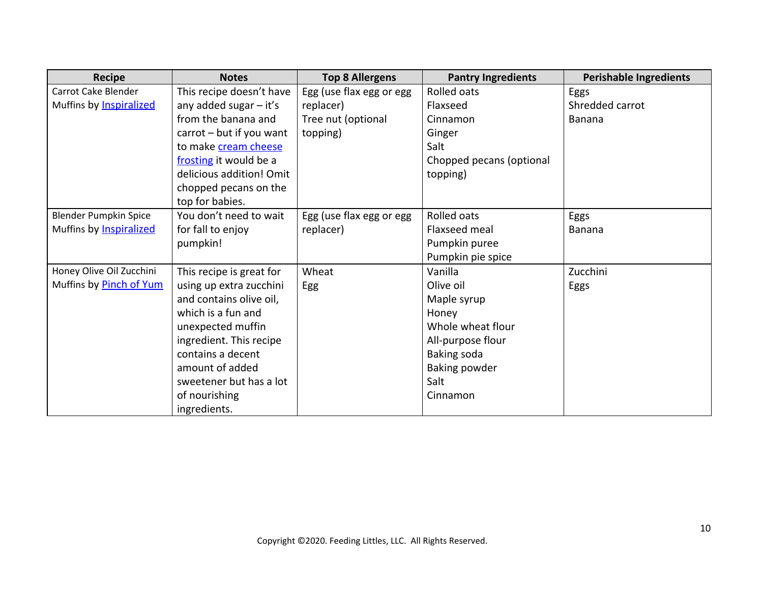| Recipe | Notes | Top 8 Allergens | Pantry Ingredients | Perishable Ingredients |
|---|---|---|---|---|
| Carrot Cake Blender Muffins by Inspiralized | This recipe doesn't have any added sugar – it's from the banana and carrot – but if you want to make cream cheese frosting it would be a delicious addition! Omit chopped pecans on the top for babies. | Egg (use flax egg or egg replacer)<br>Tree nut (optional topping) | Rolled oats<br>Flaxseed<br>Cinnamon<br>Ginger<br>Salt<br>Chopped pecans (optional topping) | Eggs<br>Shredded carrot<br>Banana |
| Blender Pumpkin Spice Muffins by Inspiralized | You don't need to wait for fall to enjoy pumpkin! | Egg (use flax egg or egg replacer) | Rolled oats<br>Flaxseed meal<br>Pumpkin puree<br>Pumpkin pie spice | Eggs<br>Banana |
| Honey Olive Oil Zucchini Muffins by Pinch of Yum | This recipe is great for using up extra zucchini and contains olive oil, which is a fun and unexpected muffin ingredient. This recipe contains a decent amount of added sweetener but has a lot of nourishing ingredients. | Wheat<br>Egg | Vanilla<br>Olive oil<br>Maple syrup<br>Honey<br>Whole wheat flour<br>All-purpose flour<br>Baking soda<br>Baking powder<br>Salt<br>Cinnamon | Zucchini<br>Eggs |

Copyright ©2020. Feeding Littles, LLC. All Rights Reserved.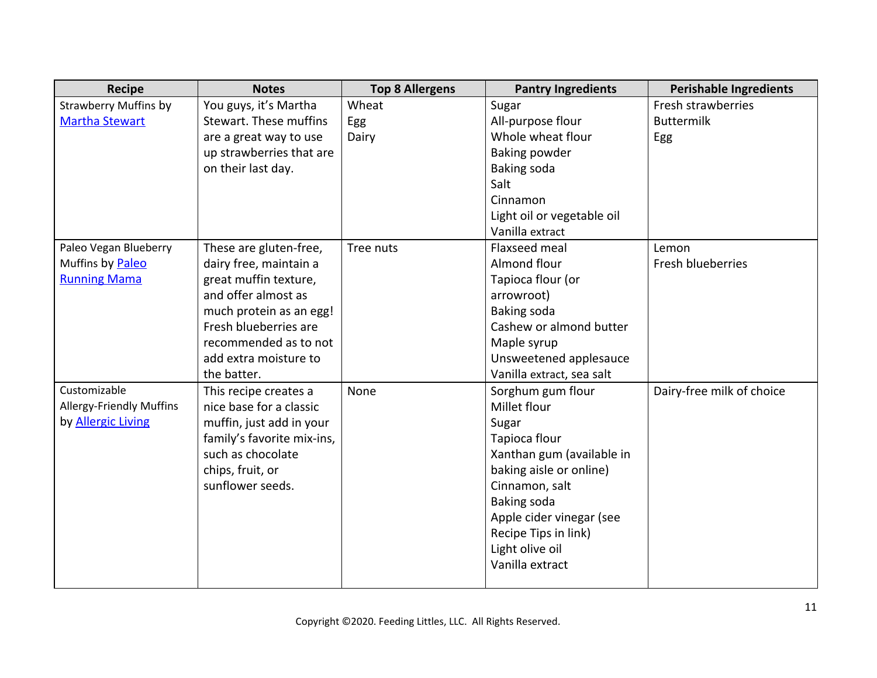| Recipe | Notes | Top 8 Allergens | Pantry Ingredients | Perishable Ingredients |
|---|---|---|---|---|
| Strawberry Muffins by Martha Stewart | You guys, it's Martha Stewart. These muffins are a great way to use up strawberries that are on their last day. | Wheat<br>Egg<br>Dairy | Sugar<br>All-purpose flour<br>Whole wheat flour<br>Baking powder<br>Baking soda<br>Salt<br>Cinnamon<br>Light oil or vegetable oil<br>Vanilla extract | Fresh strawberries<br>Buttermilk<br>Egg |
| Paleo Vegan Blueberry Muffins by Paleo Running Mama | These are gluten-free, dairy free, maintain a great muffin texture, and offer almost as much protein as an egg! Fresh blueberries are recommended as to not add extra moisture to the batter. | Tree nuts | Flaxseed meal<br>Almond flour<br>Tapioca flour (or arrowroot)<br>Baking soda<br>Cashew or almond butter<br>Maple syrup<br>Unsweetened applesauce<br>Vanilla extract, sea salt | Lemon<br>Fresh blueberries |
| Customizable Allergy-Friendly Muffins by Allergic Living | This recipe creates a nice base for a classic muffin, just add in your family's favorite mix-ins, such as chocolate chips, fruit, or sunflower seeds. | None | Sorghum gum flour<br>Millet flour<br>Sugar<br>Tapioca flour<br>Xanthan gum (available in baking aisle or online)<br>Cinnamon, salt<br>Baking soda<br>Apple cider vinegar (see Recipe Tips in link)<br>Light olive oil<br>Vanilla extract | Dairy-free milk of choice |

Copyright ©2020. Feeding Littles, LLC. All Rights Reserved.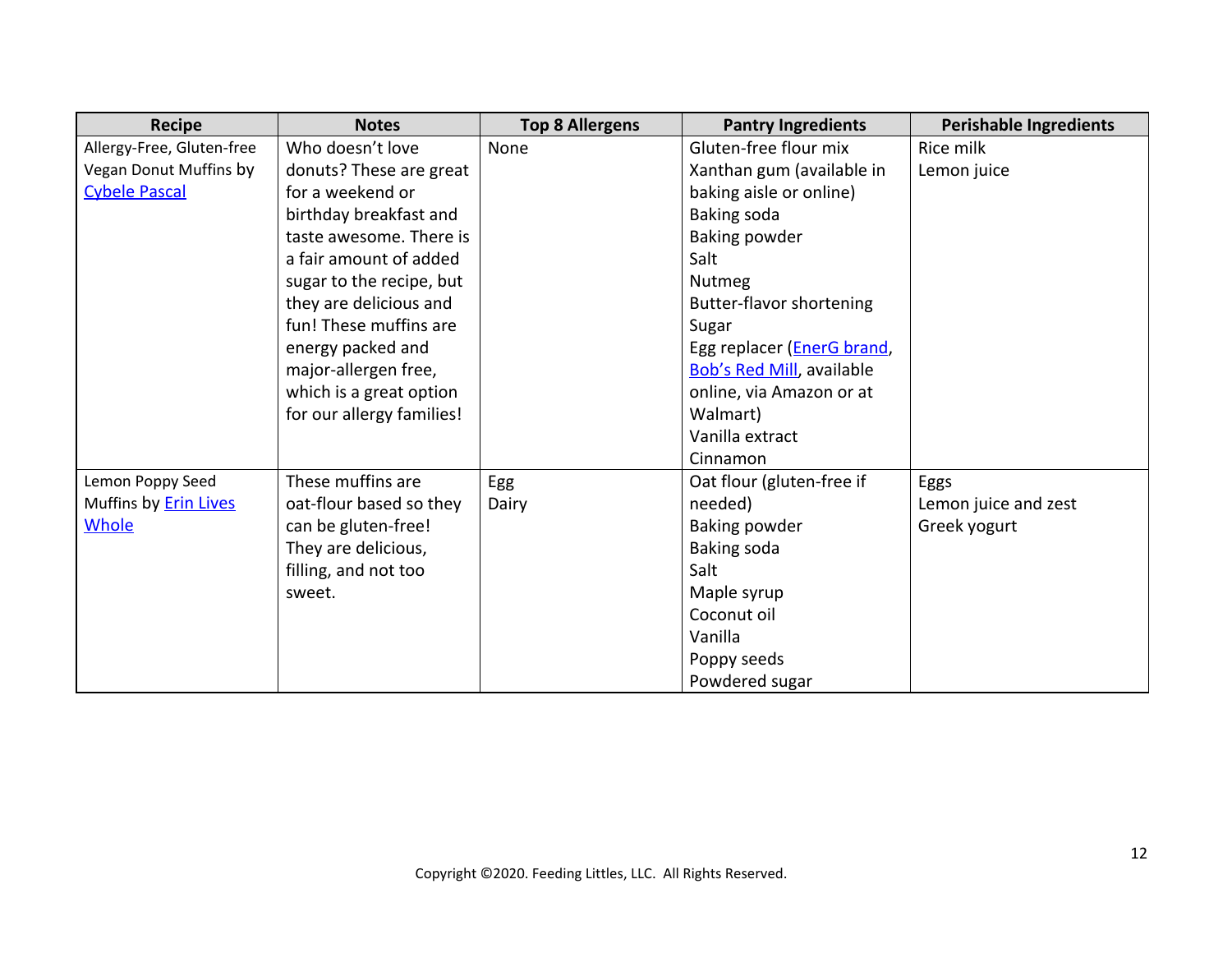| Recipe | Notes | Top 8 Allergens | Pantry Ingredients | Perishable Ingredients |
|---|---|---|---|---|
| Allergy-Free, Gluten-free Vegan Donut Muffins by Cybele Pascal | Who doesn't love donuts? These are great for a weekend or birthday breakfast and taste awesome. There is a fair amount of added sugar to the recipe, but they are delicious and fun! These muffins are energy packed and major-allergen free, which is a great option for our allergy families! | None | Gluten-free flour mix<br>Xanthan gum (available in baking aisle or online)<br>Baking soda<br>Baking powder<br>Salt<br>Nutmeg<br>Butter-flavor shortening<br>Sugar<br>Egg replacer (EnerG brand, Bob's Red Mill, available online, via Amazon or at Walmart)<br>Vanilla extract<br>Cinnamon | Rice milk<br>Lemon juice |
| Lemon Poppy Seed Muffins by Erin Lives Whole | These muffins are oat-flour based so they can be gluten-free! They are delicious, filling, and not too sweet. | Egg<br>Dairy | Oat flour (gluten-free if needed)<br>Baking powder<br>Baking soda<br>Salt<br>Maple syrup<br>Coconut oil<br>Vanilla<br>Poppy seeds<br>Powdered sugar | Eggs<br>Lemon juice and zest<br>Greek yogurt |

Copyright ©2020. Feeding Littles, LLC. All Rights Reserved.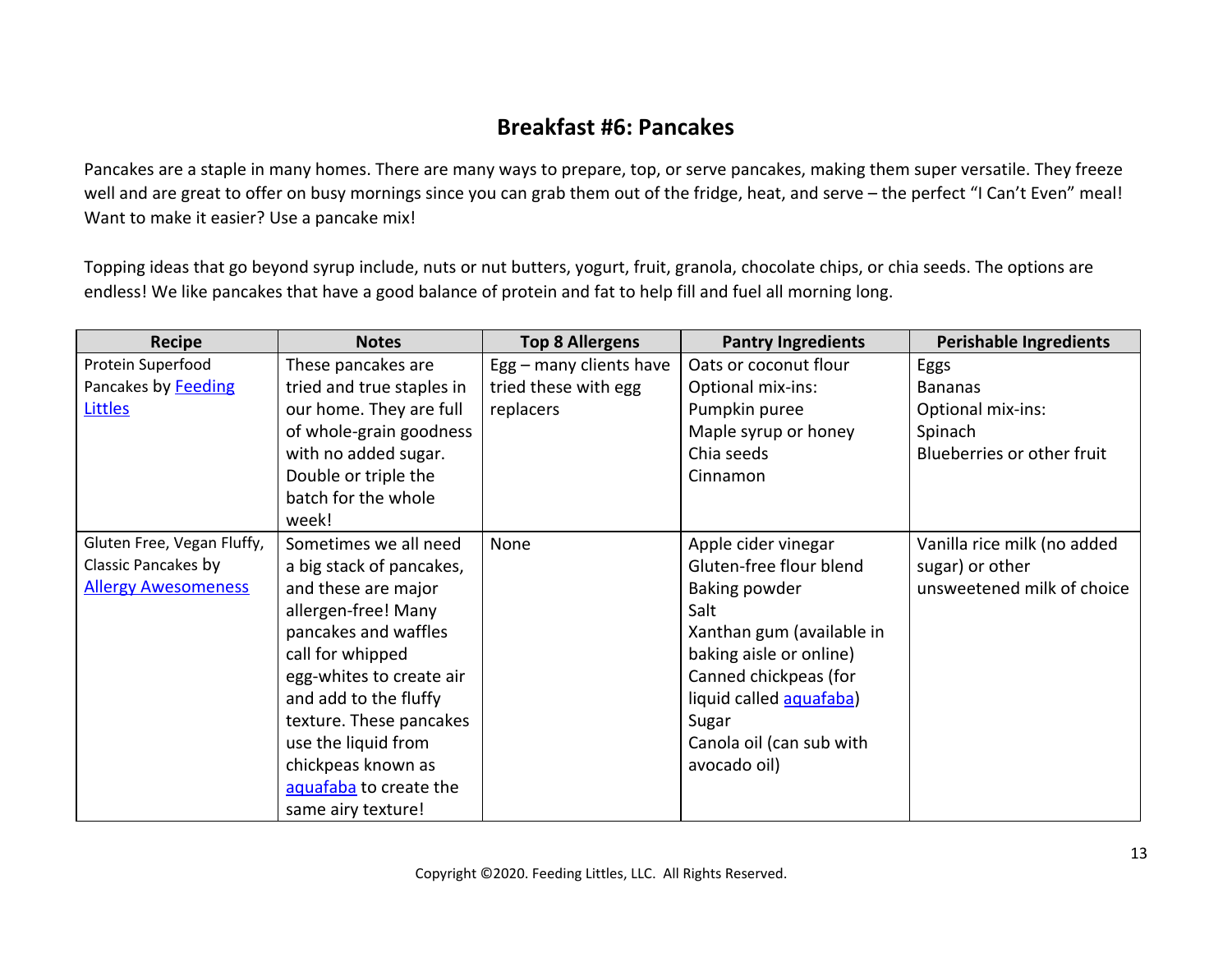## Breakfast #6: Pancakes

Pancakes are a staple in many homes. There are many ways to prepare, top, or serve pancakes, making them super versatile. They freeze well and are great to offer on busy mornings since you can grab them out of the fridge, heat, and serve – the perfect "I Can't Even" meal! Want to make it easier? Use a pancake mix!

Topping ideas that go beyond syrup include, nuts or nut butters, yogurt, fruit, granola, chocolate chips, or chia seeds. The options are endless! We like pancakes that have a good balance of protein and fat to help fill and fuel all morning long.

| Recipe | Notes | Top 8 Allergens | Pantry Ingredients | Perishable Ingredients |
|---|---|---|---|---|
| Protein Superfood Pancakes by Feeding Littles | These pancakes are tried and true staples in our home. They are full of whole-grain goodness with no added sugar. Double or triple the batch for the whole week! | Egg – many clients have tried these with egg replacers | Oats or coconut flour<br>Optional mix-ins:<br>Pumpkin puree<br>Maple syrup or honey<br>Chia seeds<br>Cinnamon | Eggs<br>Bananas<br>Optional mix-ins:<br>Spinach<br>Blueberries or other fruit |
| Gluten Free, Vegan Fluffy, Classic Pancakes by Allergy Awesomeness | Sometimes we all need a big stack of pancakes, and these are major allergen-free! Many pancakes and waffles call for whipped egg-whites to create air and add to the fluffy texture. These pancakes use the liquid from chickpeas known as aquafaba to create the same airy texture! | None | Apple cider vinegar<br>Gluten-free flour blend<br>Baking powder<br>Salt<br>Xanthan gum (available in baking aisle or online)<br>Canned chickpeas (for liquid called aquafaba)<br>Sugar<br>Canola oil (can sub with avocado oil) | Vanilla rice milk (no added sugar) or other unsweetened milk of choice |

Copyright ©2020. Feeding Littles, LLC. All Rights Reserved.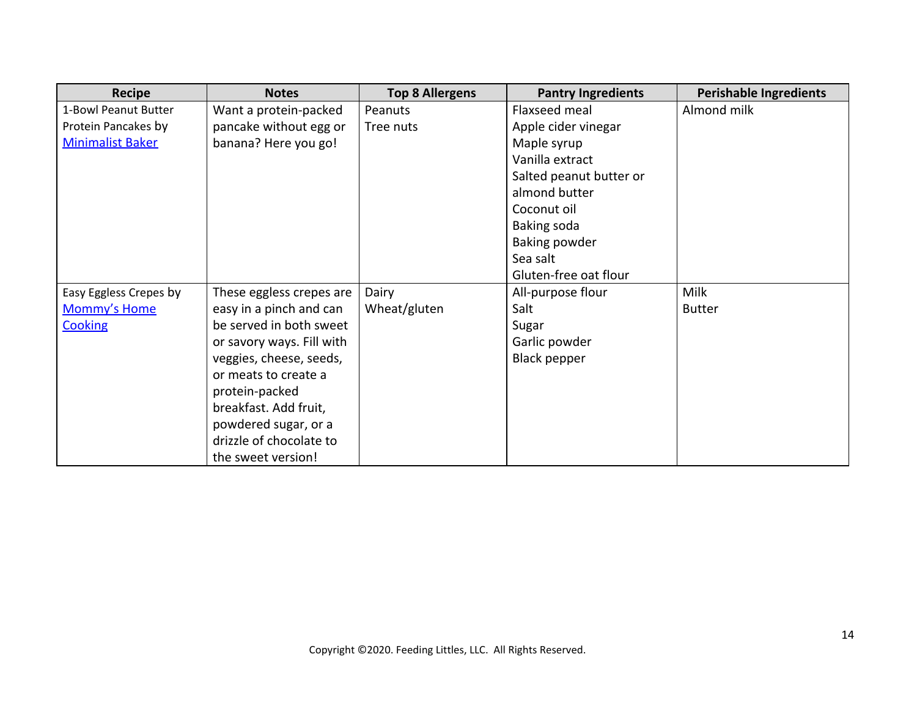| Recipe | Notes | Top 8 Allergens | Pantry Ingredients | Perishable Ingredients |
| --- | --- | --- | --- | --- |
| 1-Bowl Peanut Butter Protein Pancakes by Minimalist Baker | Want a protein-packed pancake without egg or banana? Here you go! | Peanuts<br>Tree nuts | Flaxseed meal<br>Apple cider vinegar<br>Maple syrup<br>Vanilla extract<br>Salted peanut butter or almond butter<br>Coconut oil<br>Baking soda<br>Baking powder<br>Sea salt<br>Gluten-free oat flour | Almond milk |
| Easy Eggless Crepes by Mommy's Home Cooking | These eggless crepes are easy in a pinch and can be served in both sweet or savory ways. Fill with veggies, cheese, seeds, or meats to create a protein-packed breakfast. Add fruit, powdered sugar, or a drizzle of chocolate to the sweet version! | Dairy<br>Wheat/gluten | All-purpose flour<br>Salt<br>Sugar<br>Garlic powder<br>Black pepper | Milk<br>Butter |

Copyright ©2020. Feeding Littles, LLC. All Rights Reserved.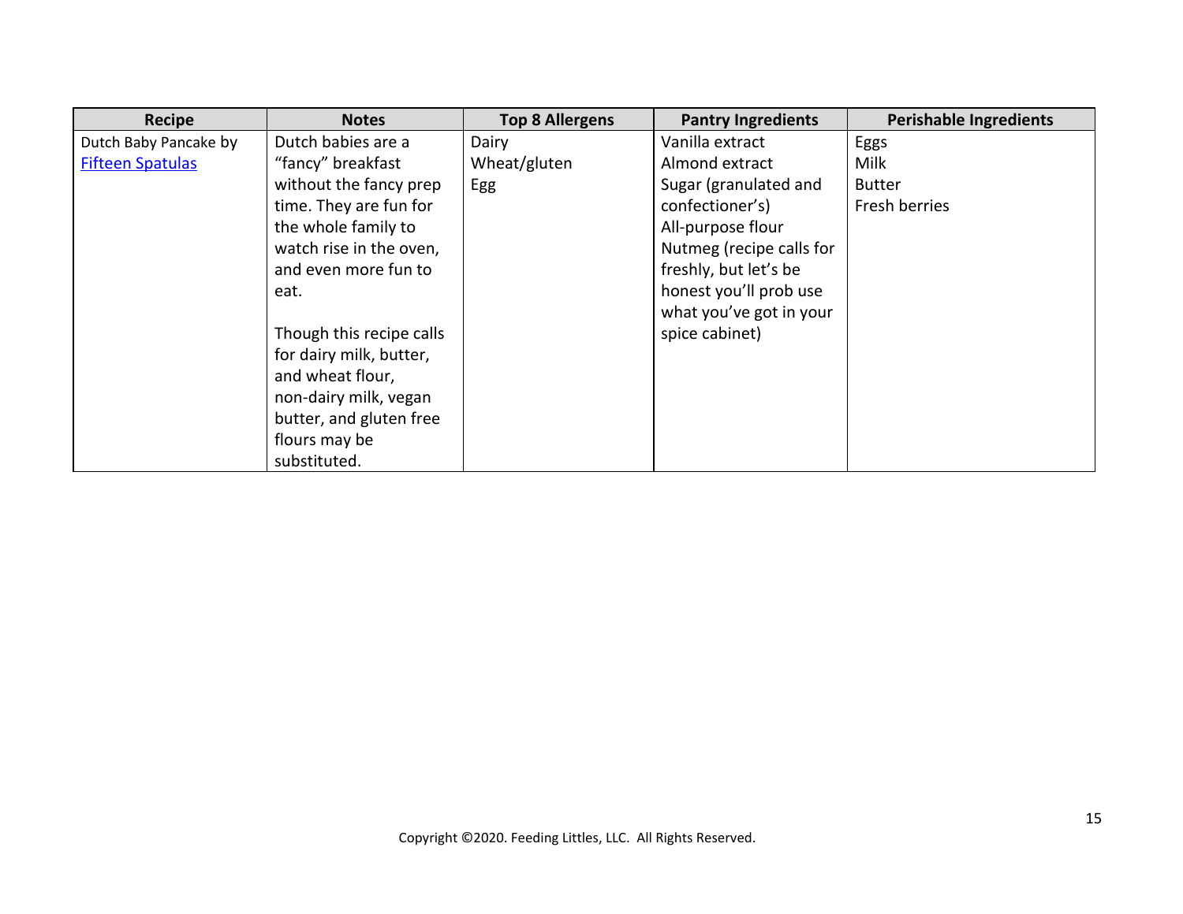| Recipe | Notes | Top 8 Allergens | Pantry Ingredients | Perishable Ingredients |
|---|---|---|---|---|
| Dutch Baby Pancake by Fifteen Spatulas | Dutch babies are a "fancy" breakfast without the fancy prep time. They are fun for the whole family to watch rise in the oven, and even more fun to eat.<br><br>Though this recipe calls for dairy milk, butter, and wheat flour, non-dairy milk, vegan butter, and gluten free flours may be substituted. | Dairy<br>Wheat/gluten<br>Egg | Vanilla extract<br>Almond extract<br>Sugar (granulated and confectioner's)<br>All-purpose flour<br>Nutmeg (recipe calls for freshly, but let's be honest you'll prob use what you've got in your spice cabinet) | Eggs<br>Milk<br>Butter<br>Fresh berries |

Copyright ©2020. Feeding Littles, LLC. All Rights Reserved.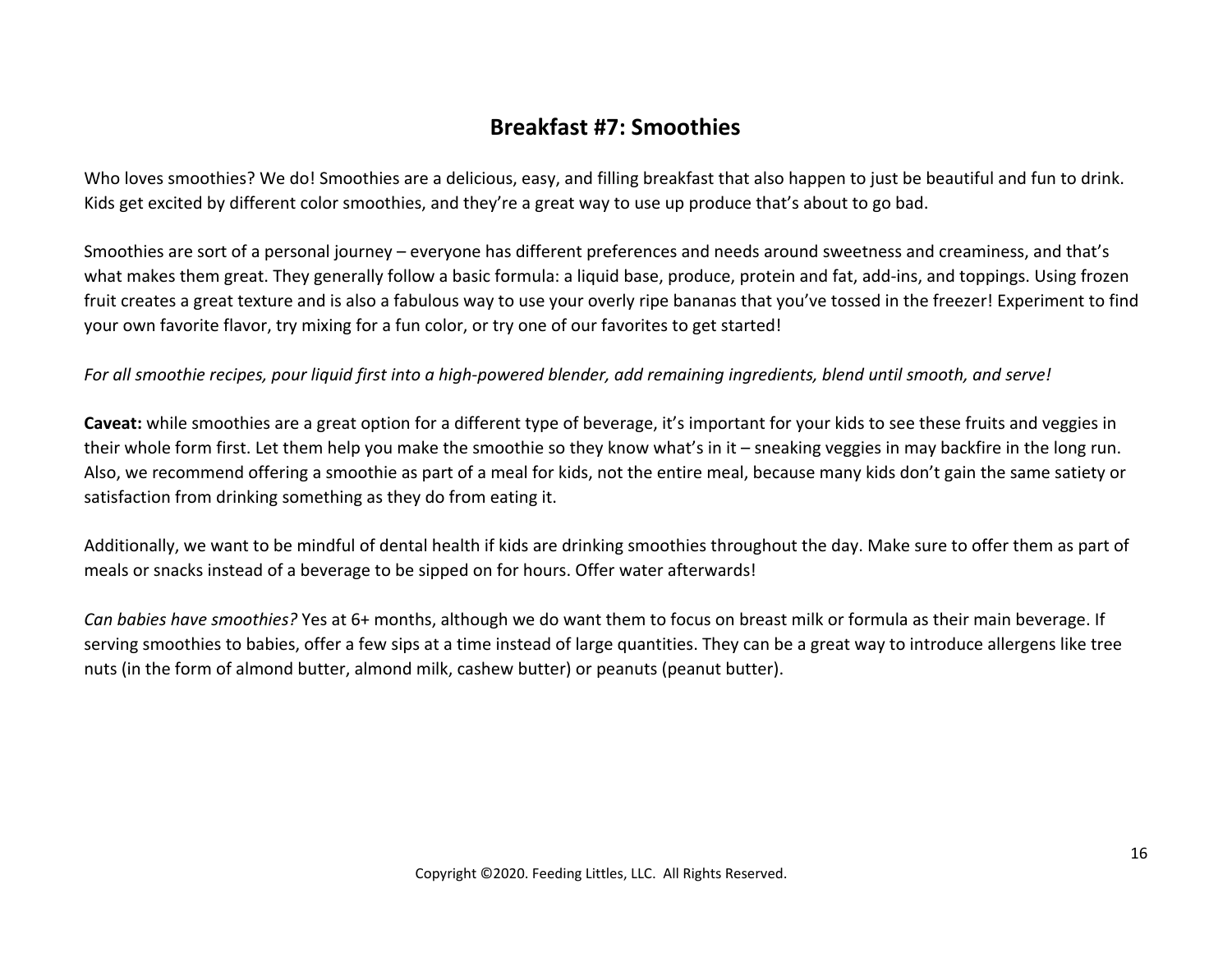## Breakfast #7: Smoothies

Who loves smoothies? We do! Smoothies are a delicious, easy, and filling breakfast that also happen to just be beautiful and fun to drink. Kids get excited by different color smoothies, and they're a great way to use up produce that's about to go bad.

Smoothies are sort of a personal journey – everyone has different preferences and needs around sweetness and creaminess, and that's what makes them great. They generally follow a basic formula: a liquid base, produce, protein and fat, add-ins, and toppings. Using frozen fruit creates a great texture and is also a fabulous way to use your overly ripe bananas that you've tossed in the freezer! Experiment to find your own favorite flavor, try mixing for a fun color, or try one of our favorites to get started!

*For all smoothie recipes, pour liquid first into a high-powered blender, add remaining ingredients, blend until smooth, and serve!*

**Caveat:** while smoothies are a great option for a different type of beverage, it's important for your kids to see these fruits and veggies in their whole form first. Let them help you make the smoothie so they know what's in it – sneaking veggies in may backfire in the long run. Also, we recommend offering a smoothie as part of a meal for kids, not the entire meal, because many kids don't gain the same satiety or satisfaction from drinking something as they do from eating it.

Additionally, we want to be mindful of dental health if kids are drinking smoothies throughout the day. Make sure to offer them as part of meals or snacks instead of a beverage to be sipped on for hours. Offer water afterwards!

*Can babies have smoothies?* Yes at 6+ months, although we do want them to focus on breast milk or formula as their main beverage. If serving smoothies to babies, offer a few sips at a time instead of large quantities. They can be a great way to introduce allergens like tree nuts (in the form of almond butter, almond milk, cashew butter) or peanuts (peanut butter).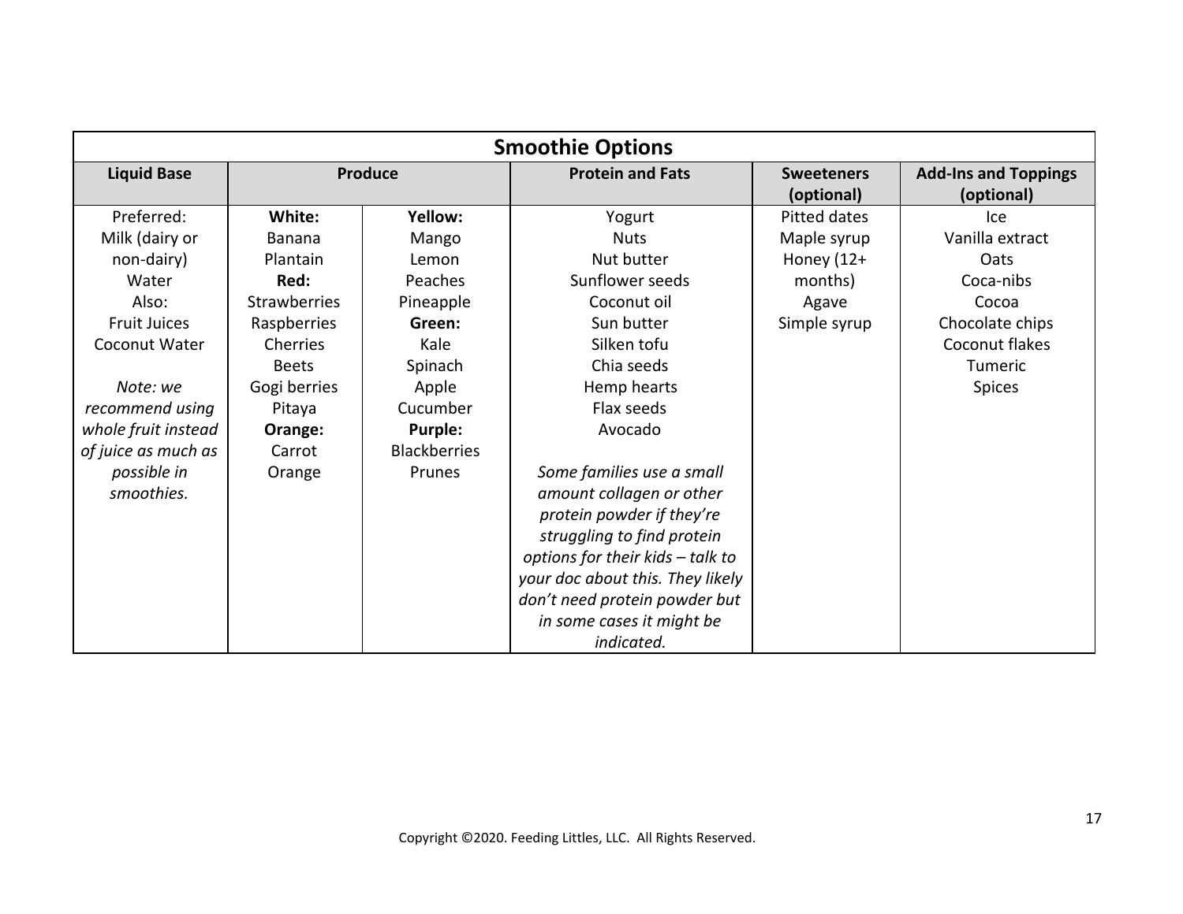## Smoothie Options

| Liquid Base | Produce | | Protein and Fats | Sweeteners (optional) | Add-Ins and Toppings (optional) |
|---|---|---|---|---|---|
| Preferred:<br>Milk (dairy or non-dairy)<br>Water<br>Also:<br>Fruit Juices<br>Coconut Water<br><br>*Note: we recommend using whole fruit instead of juice as much as possible in smoothies.* | **White:**<br>Banana<br>Plantain<br>**Red:**<br>Strawberries<br>Raspberries<br>Cherries<br>Beets<br>Gogi berries<br>Pitaya<br>**Orange:**<br>Carrot<br>Orange | **Yellow:**<br>Mango<br>Lemon<br>Peaches<br>Pineapple<br>**Green:**<br>Kale<br>Spinach<br>Apple<br>Cucumber<br>**Purple:**<br>Blackberries<br>Prunes | Yogurt<br>Nuts<br>Nut butter<br>Sunflower seeds<br>Coconut oil<br>Sun butter<br>Silken tofu<br>Chia seeds<br>Hemp hearts<br>Flax seeds<br>Avocado<br><br>*Some families use a small amount collagen or other protein powder if they're struggling to find protein options for their kids – talk to your doc about this. They likely don't need protein powder but in some cases it might be indicated.* | Pitted dates<br>Maple syrup<br>Honey (12+ months)<br>Agave<br>Simple syrup | Ice<br>Vanilla extract<br>Oats<br>Coca-nibs<br>Cocoa<br>Chocolate chips<br>Coconut flakes<br>Tumeric<br>Spices |

Copyright ©2020. Feeding Littles, LLC. All Rights Reserved.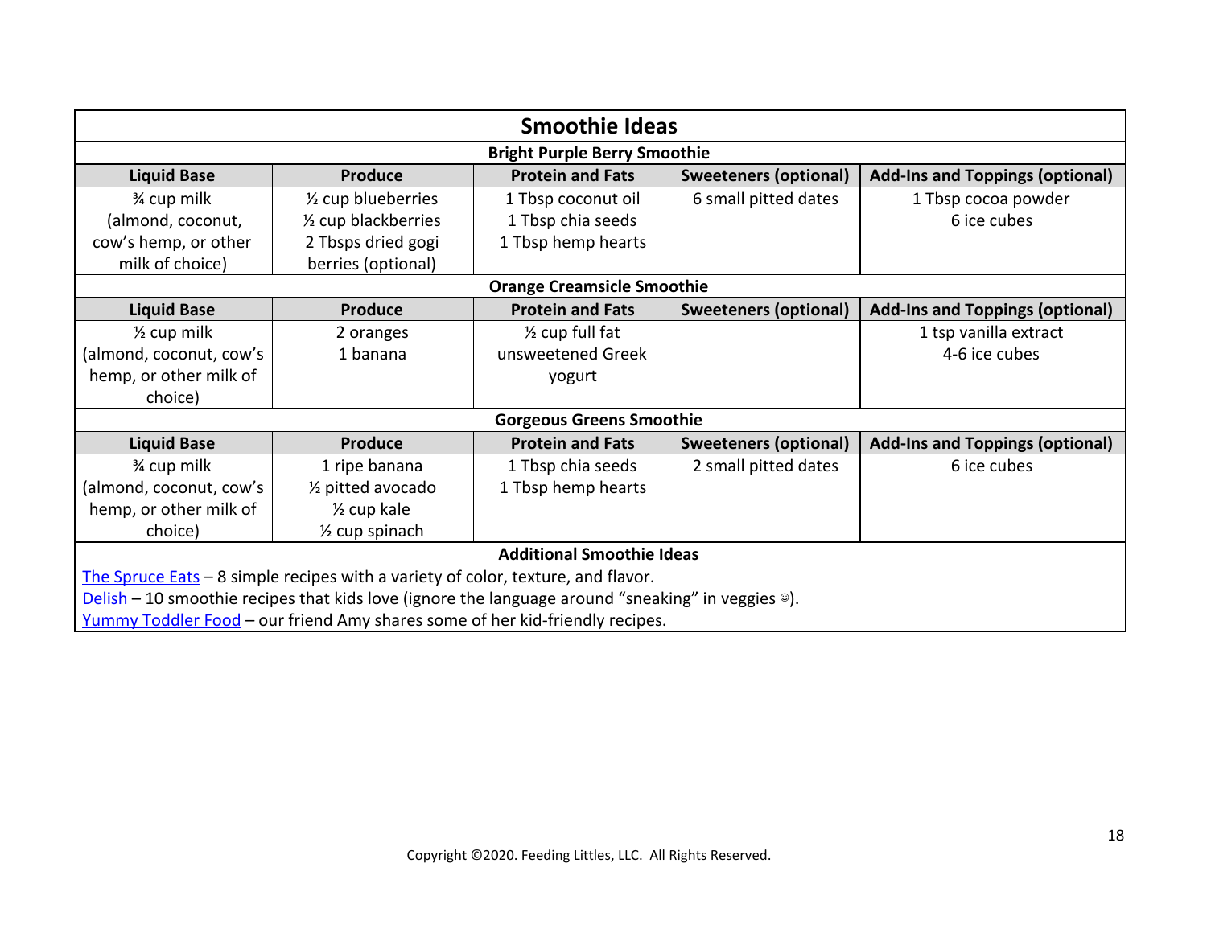## Smoothie Ideas

### Bright Purple Berry Smoothie

| Liquid Base | Produce | Protein and Fats | Sweeteners (optional) | Add-Ins and Toppings (optional) |
|---|---|---|---|---|
| ¾ cup milk (almond, coconut, cow's hemp, or other milk of choice) | ½ cup blueberries<br>½ cup blackberries<br>2 Tbsps dried gogi berries (optional) | 1 Tbsp coconut oil<br>1 Tbsp chia seeds<br>1 Tbsp hemp hearts | 6 small pitted dates | 1 Tbsp cocoa powder<br>6 ice cubes |

### Orange Creamsicle Smoothie

| Liquid Base | Produce | Protein and Fats | Sweeteners (optional) | Add-Ins and Toppings (optional) |
|---|---|---|---|---|
| ½ cup milk (almond, coconut, cow's hemp, or other milk of choice) | 2 oranges<br>1 banana | ½ cup full fat unsweetened Greek yogurt | | 1 tsp vanilla extract<br>4-6 ice cubes |

### Gorgeous Greens Smoothie

| Liquid Base | Produce | Protein and Fats | Sweeteners (optional) | Add-Ins and Toppings (optional) |
|---|---|---|---|---|
| ¾ cup milk (almond, coconut, cow's hemp, or other milk of choice) | 1 ripe banana<br>½ pitted avocado<br>½ cup kale<br>½ cup spinach | 1 Tbsp chia seeds<br>1 Tbsp hemp hearts | 2 small pitted dates | 6 ice cubes |

### Additional Smoothie Ideas

The Spruce Eats – 8 simple recipes with a variety of color, texture, and flavor.
Delish – 10 smoothie recipes that kids love (ignore the language around "sneaking" in veggies ☺).
Yummy Toddler Food – our friend Amy shares some of her kid-friendly recipes.

Copyright ©2020. Feeding Littles, LLC. All Rights Reserved.